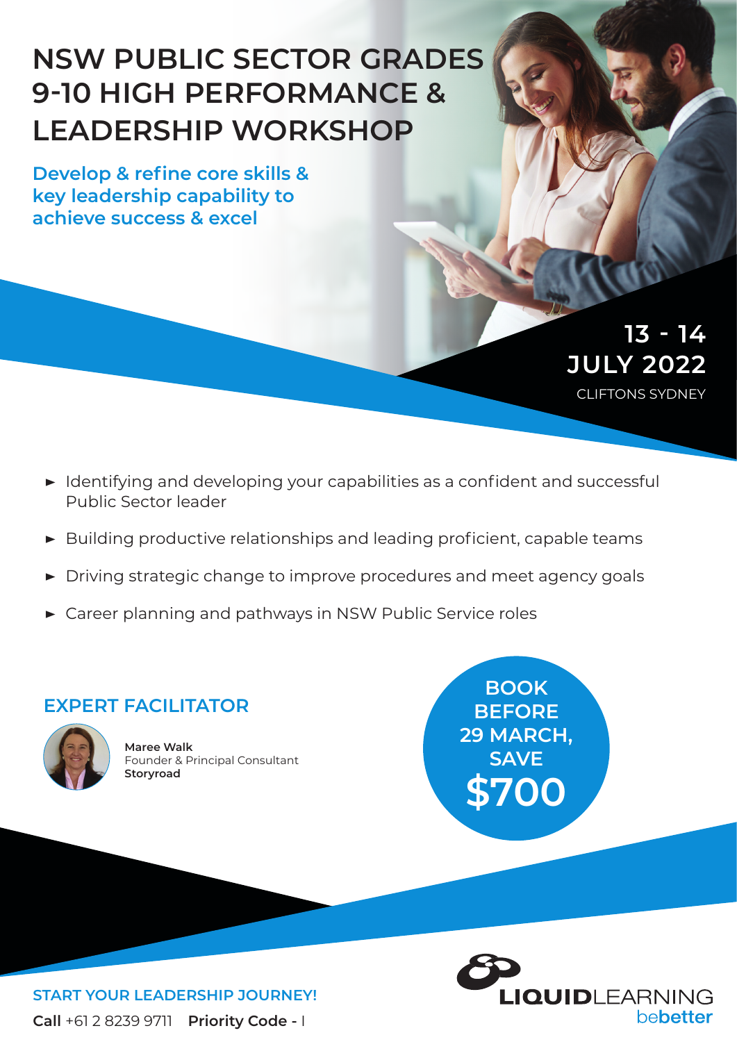# NSW PUBLIC SECTOR GRADES 9-10 HIGH PERFORMANCE & LEADERSHIP WORKSHOP

## Develop & refine core skills & key leadership capability to achieve success & excel

**13 - 14 JULY 2022**

CLIFTONS SYDNEY

- Identifying and developing your capabilities as a confident and successful Public Sector leader
- Building productive relationships and leading proficient, capable teams
- Driving strategic change to improve procedures and meet agency goals
- Career planning and pathways in NSW Public Service roles

## EXPERT FACILITATOR

**Maree Walk**
Founder & Principal Consultant
**Storyroad**

**BOOK BEFORE 29 MARCH, SAVE $700**

**START YOUR LEADERSHIP JOURNEY!**

**Call** +61 2 8239 9711 **Priority Code -** I

LIQUIDLEARNING bebetter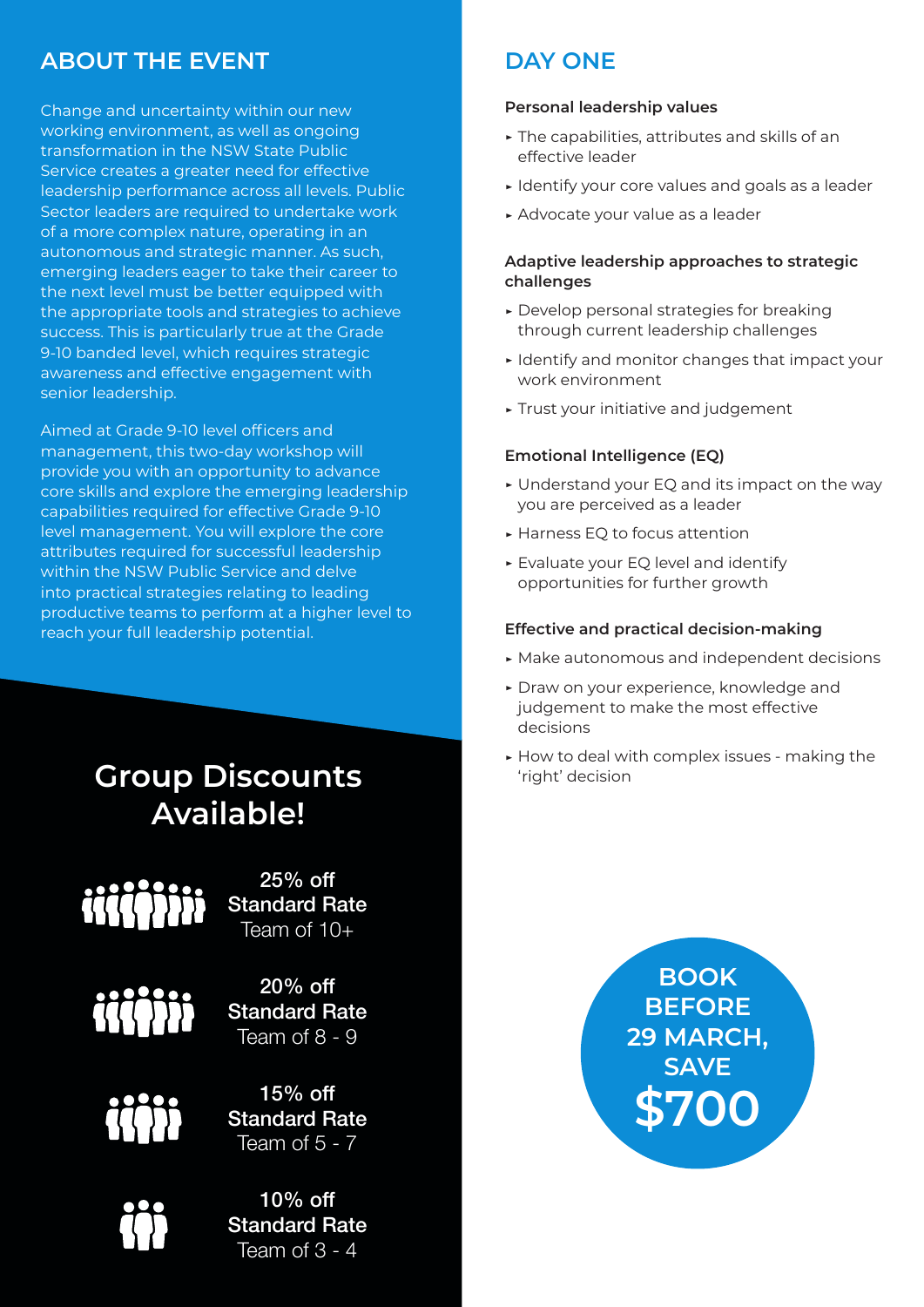## ABOUT THE EVENT

Change and uncertainty within our new working environment, as well as ongoing transformation in the NSW State Public Service creates a greater need for effective leadership performance across all levels. Public Sector leaders are required to undertake work of a more complex nature, operating in an autonomous and strategic manner. As such, emerging leaders eager to take their career to the next level must be better equipped with the appropriate tools and strategies to achieve success. This is particularly true at the Grade 9-10 banded level, which requires strategic awareness and effective engagement with senior leadership.

Aimed at Grade 9-10 level officers and management, this two-day workshop will provide you with an opportunity to advance core skills and explore the emerging leadership capabilities required for effective Grade 9-10 level management. You will explore the core attributes required for successful leadership within the NSW Public Service and delve into practical strategies relating to leading productive teams to perform at a higher level to reach your full leadership potential.

## Group Discounts Available!

**25% off Standard Rate**
Team of 10+

**20% off Standard Rate**
Team of 8 - 9

**15% off Standard Rate**
Team of 5 - 7

**10% off Standard Rate**
Team of 3 - 4

## DAY ONE

### Personal leadership values

- The capabilities, attributes and skills of an effective leader
- Identify your core values and goals as a leader
- Advocate your value as a leader

### Adaptive leadership approaches to strategic challenges

- Develop personal strategies for breaking through current leadership challenges
- Identify and monitor changes that impact your work environment
- Trust your initiative and judgement

### Emotional Intelligence (EQ)

- Understand your EQ and its impact on the way you are perceived as a leader
- Harness EQ to focus attention
- Evaluate your EQ level and identify opportunities for further growth

### Effective and practical decision-making

- Make autonomous and independent decisions
- Draw on your experience, knowledge and judgement to make the most effective decisions
- How to deal with complex issues - making the 'right' decision

**BOOK BEFORE 29 MARCH, SAVE $700**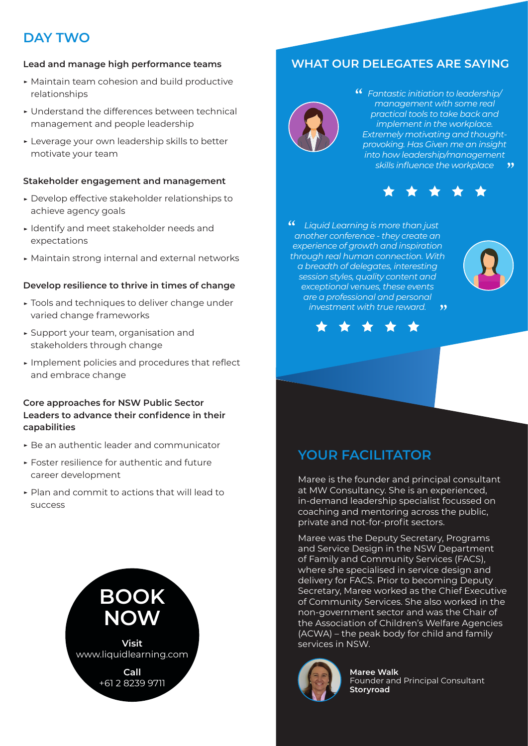## DAY TWO

**Lead and manage high performance teams**

- Maintain team cohesion and build productive relationships
- Understand the differences between technical management and people leadership
- Leverage your own leadership skills to better motivate your team

**Stakeholder engagement and management**

- Develop effective stakeholder relationships to achieve agency goals
- Identify and meet stakeholder needs and expectations
- Maintain strong internal and external networks

**Develop resilience to thrive in times of change**

- Tools and techniques to deliver change under varied change frameworks
- Support your team, organisation and stakeholders through change
- Implement policies and procedures that reflect and embrace change

**Core approaches for NSW Public Sector Leaders to advance their confidence in their capabilities**

- Be an authentic leader and communicator
- Foster resilience for authentic and future career development
- Plan and commit to actions that will lead to success

**BOOK NOW**

**Visit**
www.liquidlearning.com

**Call**
+61 2 8239 9711

## WHAT OUR DELEGATES ARE SAYING

*“Fantastic initiation to leadership/management with some real practical tools to take back and implement in the workplace. Extremely motivating and thought-provoking. Has Given me an insight into how leadership/management skills influence the workplace”*

★ ★ ★ ★ ★

*“Liquid Learning is more than just another conference - they create an experience of growth and inspiration through real human connection. With a breadth of delegates, interesting session styles, quality content and exceptional venues, these events are a professional and personal investment with true reward.”*

★ ★ ★ ★ ★

## YOUR FACILITATOR

Maree is the founder and principal consultant at MW Consultancy. She is an experienced, in-demand leadership specialist focussed on coaching and mentoring across the public, private and not-for-profit sectors.

Maree was the Deputy Secretary, Programs and Service Design in the NSW Department of Family and Community Services (FACS), where she specialised in service design and delivery for FACS. Prior to becoming Deputy Secretary, Maree worked as the Chief Executive of Community Services. She also worked in the non-government sector and was the Chair of the Association of Children's Welfare Agencies (ACWA) – the peak body for child and family services in NSW.

**Maree Walk**
Founder and Principal Consultant
**Storyroad**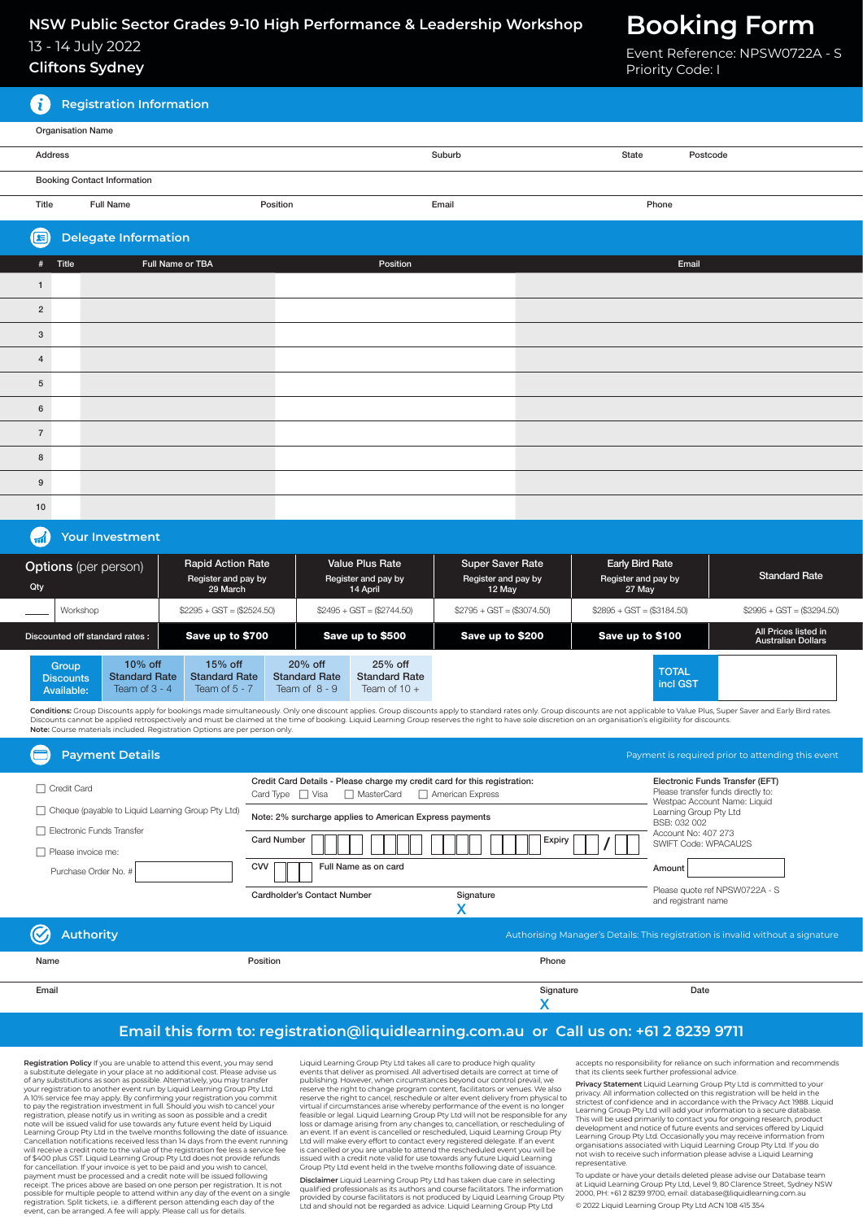# NSW Public Sector Grades 9-10 High Performance & Leadership Workshop

13 - 14 July 2022

**Cliftons Sydney**

# Booking Form

Event Reference: NPSW0722A - S

Priority Code: I

## Registration Information

Organisation Name

Address | Suburb | State | Postcode

Booking Contact Information

Title | Full Name | Position | Email | Phone

## Delegate Information

| # | Title | Full Name or TBA | Position | Email |
|---|---|---|---|---|
| 1 | | | | |
| 2 | | | | |
| 3 | | | | |
| 4 | | | | |
| 5 | | | | |
| 6 | | | | |
| 7 | | | | |
| 8 | | | | |
| 9 | | | | |
| 10 | | | | |

## Your Investment

| Options (per person) Qty | | Rapid Action Rate Register and pay by 29 March | Value Plus Rate Register and pay by 14 April | Super Saver Rate Register and pay by 12 May | Early Bird Rate Register and pay by 27 May | Standard Rate |
|---|---|---|---|---|---|---|
| ____ | Workshop | $2295 + GST = ($2524.50) | $2495 + GST = ($2744.50) | $2795 + GST = ($3074.50) | $2895 + GST = ($3184.50) | $2995 + GST = ($3294.50) |
| Discounted off standard rates : | | **Save up to $700** | **Save up to $500** | **Save up to $200** | **Save up to $100** | All Prices listed in Australian Dollars |

| Group Discounts Available: | 10% off Standard Rate Team of 3 - 4 | 15% off Standard Rate Team of 5 - 7 | 20% off Standard Rate Team of 8 - 9 | 25% off Standard Rate Team of 10 + |
|---|---|---|---|---|

TOTAL incl GST

**Conditions:** Group Discounts apply for bookings made simultaneously. Only one discount applies. Group discounts apply to standard rates only. Group discounts are not applicable to Value Plus, Super Saver and Early Bird rates. Discounts cannot be applied retrospectively and must be claimed at the time of booking. Liquid Learning Group reserves the right to have sole discretion on an organisation's eligibility for discounts.
**Note:** Course materials included. Registration Options are per person only.

## Payment Details

Payment is required prior to attending this event

- ☐ Credit Card
- ☐ Cheque (payable to Liquid Learning Group Pty Ltd)
- ☐ Electronic Funds Transfer
- ☐ Please invoice me:

Purchase Order No. #

Credit Card Details - Please charge my credit card for this registration:

Card Type ☐ Visa ☐ MasterCard ☐ American Express

Note: 2% surcharge applies to American Express payments

Card Number | Expiry /

CVV | Full Name as on card

Cardholder's Contact Number | Signature X

**Electronic Funds Transfer (EFT)**
Please transfer funds directly to:
Westpac Account Name: Liquid Learning Group Pty Ltd
BSB: 032 002
Account No: 407 273
SWIFT Code: WPACAU2S

Amount

Please quote ref NPSW0722A - S and registrant name

## Authority

Authorising Manager's Details: This registration is invalid without a signature

Name | Position | Phone

Email | Signature X | Date

**Email this form to: registration@liquidlearning.com.au or Call us on: +61 2 8239 9711**

**Registration Policy** If you are unable to attend this event, you may send a substitute delegate in your place at no additional cost. Please advise us of any substitutions as soon as possible. Alternatively, you may transfer your registration to another event run by Liquid Learning Group Pty Ltd. A 10% service fee may apply. By confirming your registration you commit to pay the registration investment in full. Should you wish to cancel your registration, please notify us in writing as soon as possible and a credit note will be issued valid for use towards any future event held by Liquid Learning Group Pty Ltd in the twelve months following the date of issuance. Cancellation notifications received less than 14 days from the event running will receive a credit note to the value of the registration fee less a service fee of $400 plus GST. Liquid Learning Group Pty Ltd does not provide refunds for cancellation. If your invoice is yet to be paid and you wish to cancel, payment must be processed and a credit note will be issued following receipt. The prices above are based on one person per registration. It is not possible for multiple people to attend within any day of the event on a single registration. Split tickets, i.e. a different person attending each day of the event, can be arranged. A fee will apply. Please call us for details.

Liquid Learning Group Pty Ltd takes all care to produce high quality events that deliver as promised. All advertised details are correct at time of publishing. However, when circumstances beyond our control prevail, we reserve the right to change program content, facilitators or venues. We also reserve the right to cancel, reschedule or alter event delivery from physical to virtual if circumstances arise whereby performance of the event is no longer feasible or legal. Liquid Learning Group Pty Ltd will not be responsible for any loss or damage arising from any changes to, cancellation, or rescheduling of an event. If an event is cancelled or rescheduled, Liquid Learning Group Pty Ltd will make every effort to contact every registered delegate. If an event is cancelled or you are unable to attend the rescheduled event you will be issued with a credit note valid for use towards any future Liquid Learning Group Pty Ltd event held in the twelve months following date of issuance.

**Disclaimer** Liquid Learning Group Pty Ltd has taken due care in selecting qualified professionals as its authors and course facilitators. The information provided by course facilitators is not produced by Liquid Learning Group Pty Ltd and should not be regarded as advice. Liquid Learning Group Pty Ltd accepts no responsibility for reliance on such information and recommends that its clients seek further professional advice.

**Privacy Statement** Liquid Learning Group Pty Ltd is committed to your privacy. All information collected on this registration will be held in the strictest of confidence and in accordance with the Privacy Act 1988. Liquid Learning Group Pty Ltd will add your information to a secure database. This will be used primarily to contact you for ongoing research, product development and notice of future events and services offered by Liquid Learning Group Pty Ltd. Occasionally you may receive information from organisations associated with Liquid Learning Group Pty Ltd. If you do not wish to receive such information please advise a Liquid Learning representative.

To update or have your details deleted please advise our Database team at Liquid Learning Group Pty Ltd, Level 9, 80 Clarence Street, Sydney NSW 2000, PH: +61 2 8239 9700, email: database@liquidlearning.com.au

© 2022 Liquid Learning Group Pty Ltd ACN 108 415 354